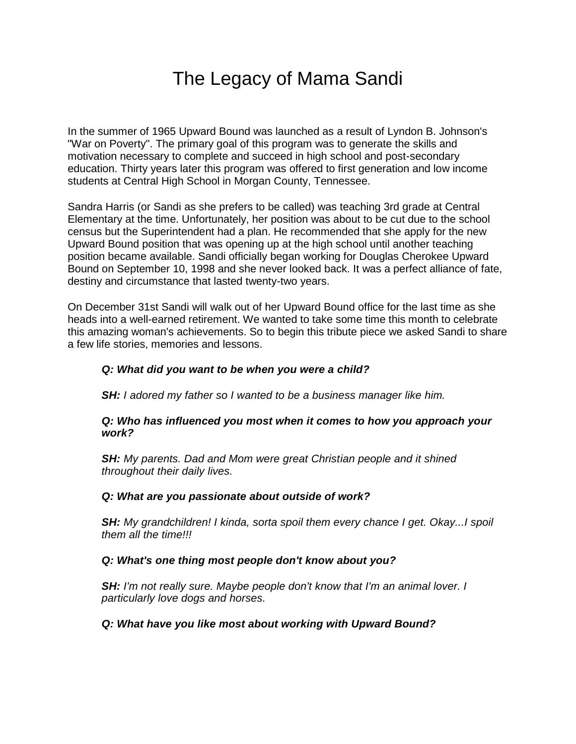# The Legacy of Mama Sandi

In the summer of 1965 Upward Bound was launched as a result of Lyndon B. Johnson's "War on Poverty". The primary goal of this program was to generate the skills and motivation necessary to complete and succeed in high school and post-secondary education. Thirty years later this program was offered to first generation and low income students at Central High School in Morgan County, Tennessee.

Sandra Harris (or Sandi as she prefers to be called) was teaching 3rd grade at Central Elementary at the time. Unfortunately, her position was about to be cut due to the school census but the Superintendent had a plan. He recommended that she apply for the new Upward Bound position that was opening up at the high school until another teaching position became available. Sandi officially began working for Douglas Cherokee Upward Bound on September 10, 1998 and she never looked back. It was a perfect alliance of fate, destiny and circumstance that lasted twenty-two years.

On December 31st Sandi will walk out of her Upward Bound office for the last time as she heads into a well-earned retirement. We wanted to take some time this month to celebrate this amazing woman's achievements. So to begin this tribute piece we asked Sandi to share a few life stories, memories and lessons.

> ***Q: What did you want to be when you were a child?***
>
> ***SH:*** *I adored my father so I wanted to be a business manager like him.*
>
> ***Q: Who has influenced you most when it comes to how you approach your work?***
>
> ***SH:*** *My parents. Dad and Mom were great Christian people and it shined throughout their daily lives.*
>
> ***Q: What are you passionate about outside of work?***
>
> ***SH:*** *My grandchildren! I kinda, sorta spoil them every chance I get. Okay...I spoil them all the time!!!*
>
> ***Q: What's one thing most people don't know about you?***
>
> ***SH:*** *I'm not really sure. Maybe people don't know that I'm an animal lover. I particularly love dogs and horses.*
>
> ***Q: What have you like most about working with Upward Bound?***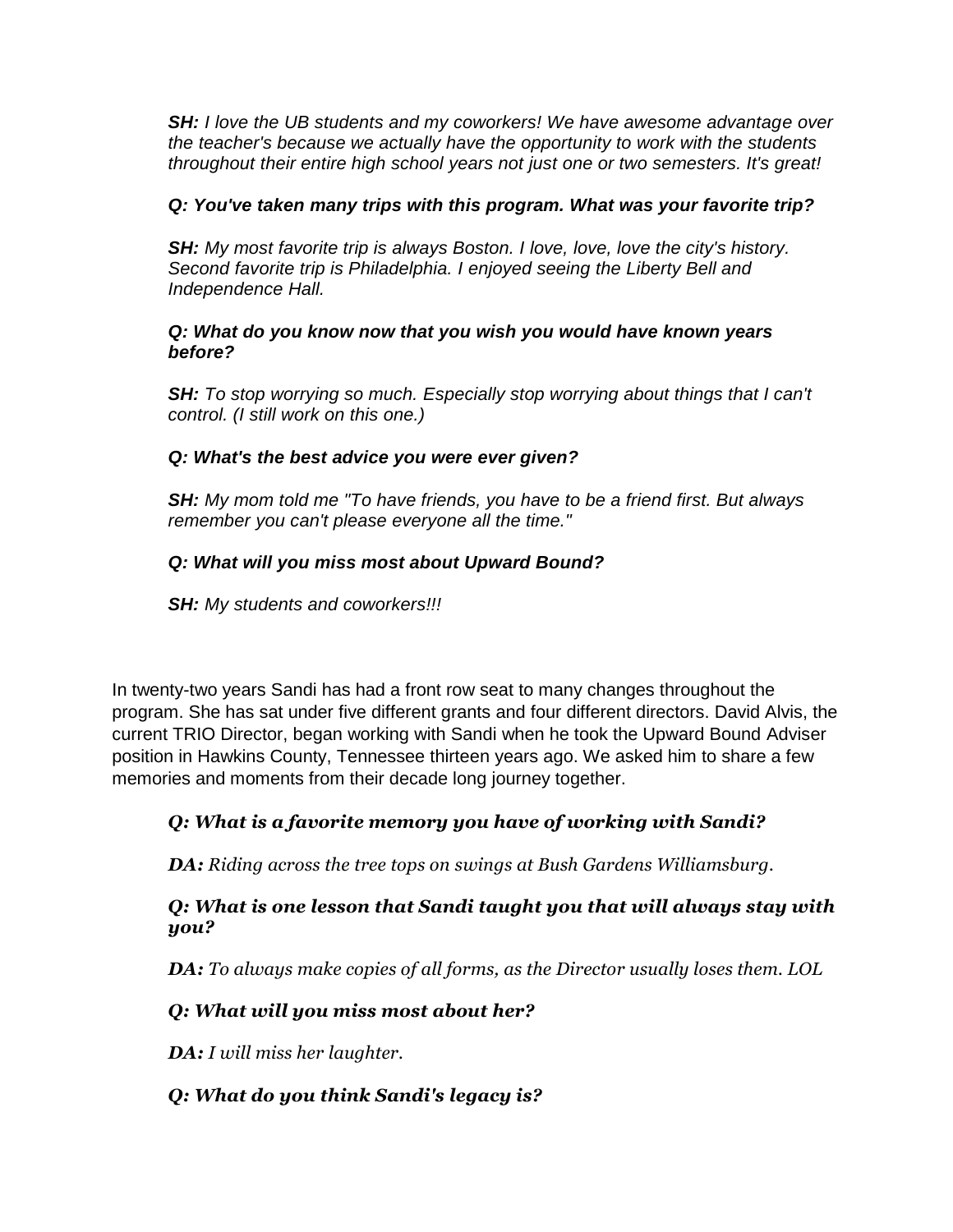***SH:*** *I love the UB students and my coworkers! We have awesome advantage over the teacher's because we actually have the opportunity to work with the students throughout their entire high school years not just one or two semesters. It's great!*

***Q: You've taken many trips with this program. What was your favorite trip?***

***SH:*** *My most favorite trip is always Boston. I love, love, love the city's history. Second favorite trip is Philadelphia. I enjoyed seeing the Liberty Bell and Independence Hall.*

***Q: What do you know now that you wish you would have known years before?***

***SH:*** *To stop worrying so much. Especially stop worrying about things that I can't control. (I still work on this one.)*

***Q: What's the best advice you were ever given?***

***SH:*** *My mom told me "To have friends, you have to be a friend first. But always remember you can't please everyone all the time."*

***Q: What will you miss most about Upward Bound?***

***SH:*** *My students and coworkers!!!*

In twenty-two years Sandi has had a front row seat to many changes throughout the program. She has sat under five different grants and four different directors. David Alvis, the current TRIO Director, began working with Sandi when he took the Upward Bound Adviser position in Hawkins County, Tennessee thirteen years ago. We asked him to share a few memories and moments from their decade long journey together.

***Q: What is a favorite memory you have of working with Sandi?***

***DA:*** *Riding across the tree tops on swings at Bush Gardens Williamsburg.*

***Q: What is one lesson that Sandi taught you that will always stay with you?***

***DA:*** *To always make copies of all forms, as the Director usually loses them. LOL*

***Q: What will you miss most about her?***

***DA:*** *I will miss her laughter.*

***Q: What do you think Sandi's legacy is?***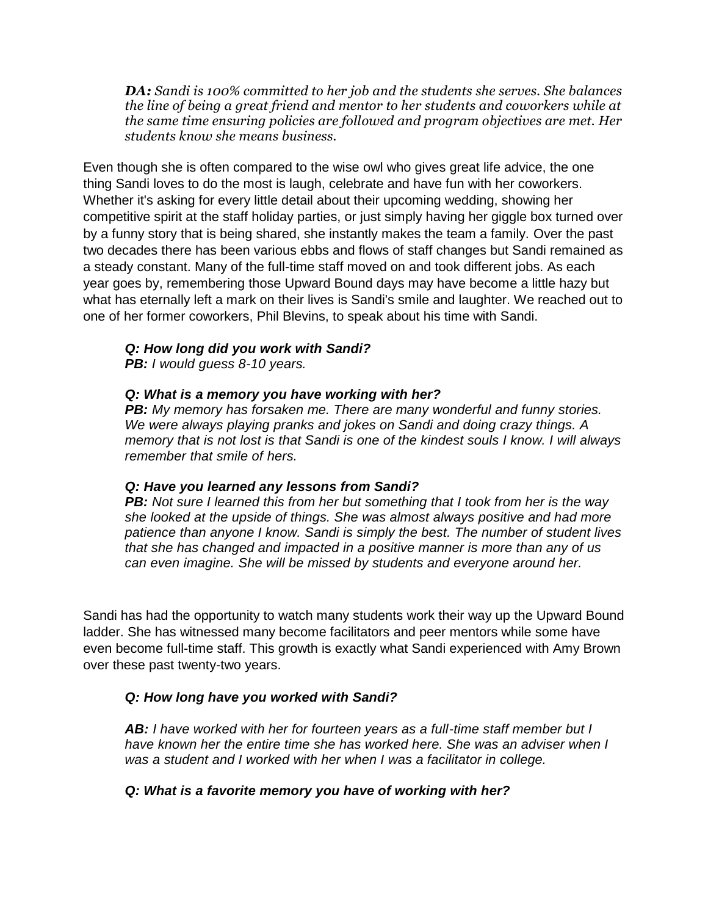***DA:** Sandi is 100% committed to her job and the students she serves. She balances the line of being a great friend and mentor to her students and coworkers while at the same time ensuring policies are followed and program objectives are met. Her students know she means business.*

Even though she is often compared to the wise owl who gives great life advice, the one thing Sandi loves to do the most is laugh, celebrate and have fun with her coworkers. Whether it's asking for every little detail about their upcoming wedding, showing her competitive spirit at the staff holiday parties, or just simply having her giggle box turned over by a funny story that is being shared, she instantly makes the team a family. Over the past two decades there has been various ebbs and flows of staff changes but Sandi remained as a steady constant. Many of the full-time staff moved on and took different jobs. As each year goes by, remembering those Upward Bound days may have become a little hazy but what has eternally left a mark on their lives is Sandi's smile and laughter. We reached out to one of her former coworkers, Phil Blevins, to speak about his time with Sandi.

***Q: How long did you work with Sandi?***
***PB:** I would guess 8-10 years.*

***Q: What is a memory you have working with her?***
***PB:** My memory has forsaken me. There are many wonderful and funny stories. We were always playing pranks and jokes on Sandi and doing crazy things. A memory that is not lost is that Sandi is one of the kindest souls I know. I will always remember that smile of hers.*

***Q: Have you learned any lessons from Sandi?***
***PB:** Not sure I learned this from her but something that I took from her is the way she looked at the upside of things. She was almost always positive and had more patience than anyone I know. Sandi is simply the best. The number of student lives that she has changed and impacted in a positive manner is more than any of us can even imagine. She will be missed by students and everyone around her.*

Sandi has had the opportunity to watch many students work their way up the Upward Bound ladder. She has witnessed many become facilitators and peer mentors while some have even become full-time staff. This growth is exactly what Sandi experienced with Amy Brown over these past twenty-two years.

***Q: How long have you worked with Sandi?***

***AB:** I have worked with her for fourteen years as a full-time staff member but I have known her the entire time she has worked here. She was an adviser when I was a student and I worked with her when I was a facilitator in college.*

***Q: What is a favorite memory you have of working with her?***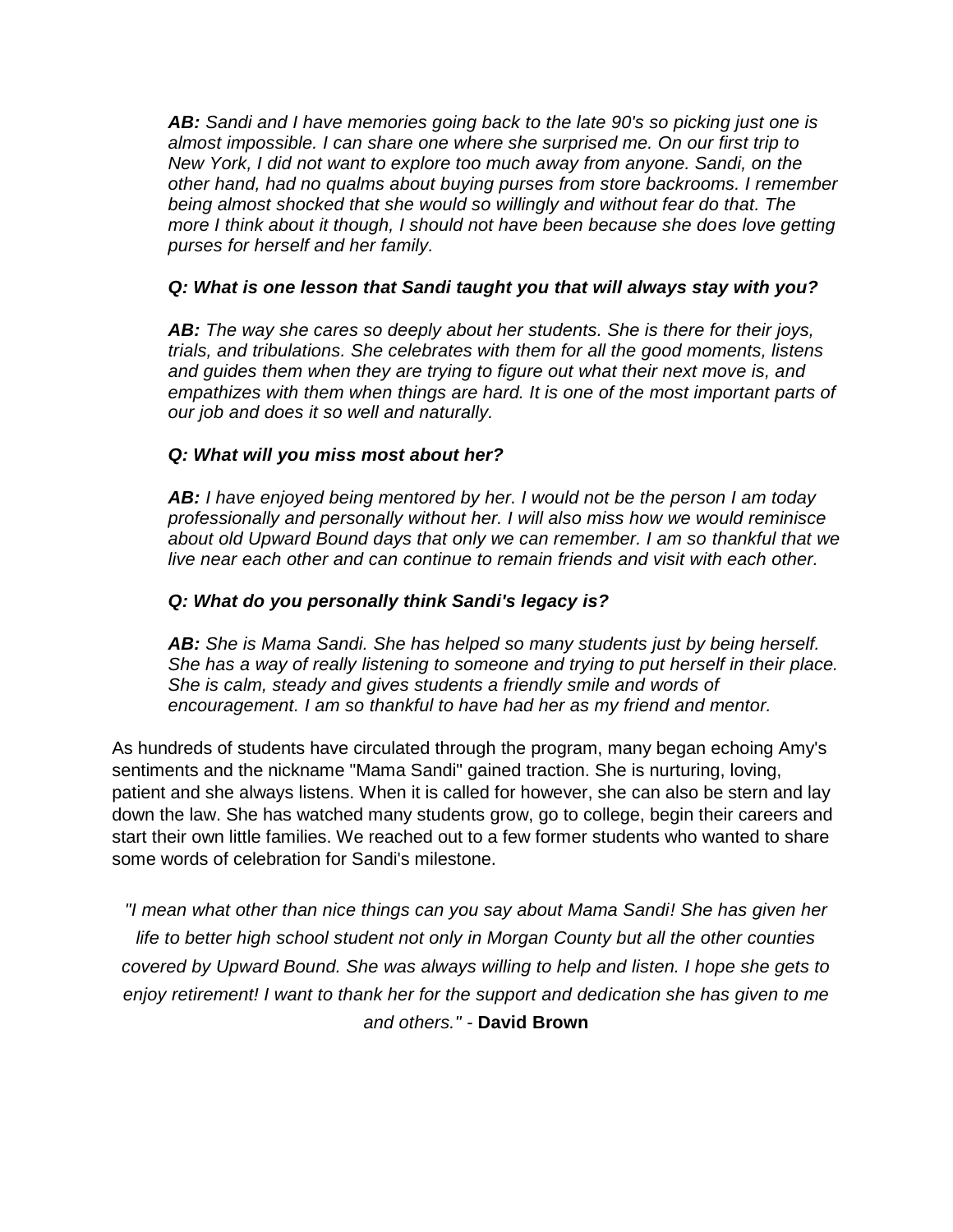***AB:*** *Sandi and I have memories going back to the late 90's so picking just one is almost impossible. I can share one where she surprised me. On our first trip to New York, I did not want to explore too much away from anyone. Sandi, on the other hand, had no qualms about buying purses from store backrooms. I remember being almost shocked that she would so willingly and without fear do that. The more I think about it though, I should not have been because she does love getting purses for herself and her family.*

***Q: What is one lesson that Sandi taught you that will always stay with you?***

***AB:*** *The way she cares so deeply about her students. She is there for their joys, trials, and tribulations. She celebrates with them for all the good moments, listens and guides them when they are trying to figure out what their next move is, and empathizes with them when things are hard. It is one of the most important parts of our job and does it so well and naturally.*

***Q: What will you miss most about her?***

***AB:*** *I have enjoyed being mentored by her. I would not be the person I am today professionally and personally without her. I will also miss how we would reminisce about old Upward Bound days that only we can remember. I am so thankful that we live near each other and can continue to remain friends and visit with each other.*

***Q: What do you personally think Sandi's legacy is?***

***AB:*** *She is Mama Sandi. She has helped so many students just by being herself. She has a way of really listening to someone and trying to put herself in their place. She is calm, steady and gives students a friendly smile and words of encouragement. I am so thankful to have had her as my friend and mentor.*

As hundreds of students have circulated through the program, many began echoing Amy's sentiments and the nickname "Mama Sandi" gained traction. She is nurturing, loving, patient and she always listens. When it is called for however, she can also be stern and lay down the law. She has watched many students grow, go to college, begin their careers and start their own little families. We reached out to a few former students who wanted to share some words of celebration for Sandi's milestone.

*"I mean what other than nice things can you say about Mama Sandi! She has given her life to better high school student not only in Morgan County but all the other counties covered by Upward Bound. She was always willing to help and listen. I hope she gets to enjoy retirement! I want to thank her for the support and dedication she has given to me and others."* - **David Brown**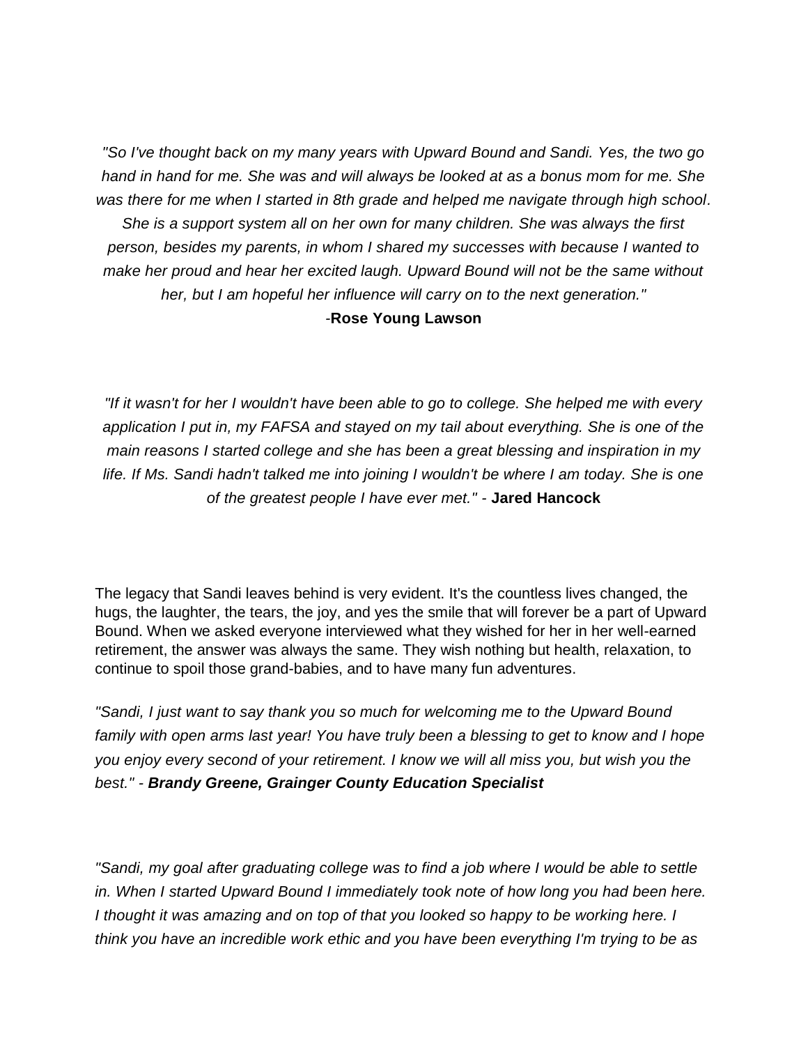*"So I've thought back on my many years with Upward Bound and Sandi. Yes, the two go hand in hand for me. She was and will always be looked at as a bonus mom for me. She was there for me when I started in 8th grade and helped me navigate through high school. She is a support system all on her own for many children. She was always the first person, besides my parents, in whom I shared my successes with because I wanted to make her proud and hear her excited laugh. Upward Bound will not be the same without her, but I am hopeful her influence will carry on to the next generation."*
-**Rose Young Lawson**

*"If it wasn't for her I wouldn't have been able to go to college. She helped me with every application I put in, my FAFSA and stayed on my tail about everything. She is one of the main reasons I started college and she has been a great blessing and inspiration in my life. If Ms. Sandi hadn't talked me into joining I wouldn't be where I am today. She is one of the greatest people I have ever met."* - **Jared Hancock**

The legacy that Sandi leaves behind is very evident. It's the countless lives changed, the hugs, the laughter, the tears, the joy, and yes the smile that will forever be a part of Upward Bound. When we asked everyone interviewed what they wished for her in her well-earned retirement, the answer was always the same. They wish nothing but health, relaxation, to continue to spoil those grand-babies, and to have many fun adventures.

*"Sandi, I just want to say thank you so much for welcoming me to the Upward Bound family with open arms last year! You have truly been a blessing to get to know and I hope you enjoy every second of your retirement. I know we will all miss you, but wish you the best."* - ***Brandy Greene, Grainger County Education Specialist***

*"Sandi, my goal after graduating college was to find a job where I would be able to settle in. When I started Upward Bound I immediately took note of how long you had been here. I thought it was amazing and on top of that you looked so happy to be working here. I think you have an incredible work ethic and you have been everything I'm trying to be as*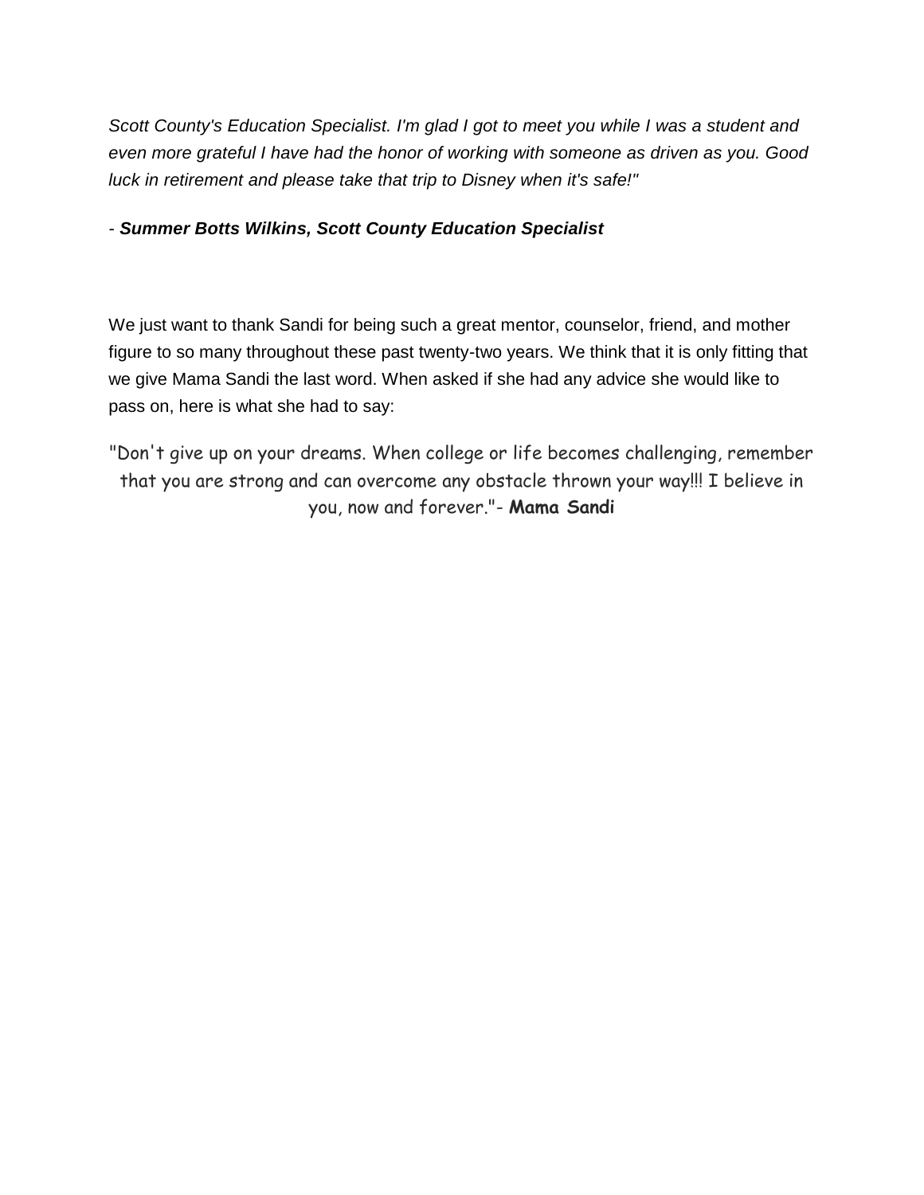*Scott County's Education Specialist. I'm glad I got to meet you while I was a student and even more grateful I have had the honor of working with someone as driven as you. Good luck in retirement and please take that trip to Disney when it's safe!"*

- ***Summer Botts Wilkins, Scott County Education Specialist***

We just want to thank Sandi for being such a great mentor, counselor, friend, and mother figure to so many throughout these past twenty-two years. We think that it is only fitting that we give Mama Sandi the last word. When asked if she had any advice she would like to pass on, here is what she had to say:

"Don't give up on your dreams. When college or life becomes challenging, remember that you are strong and can overcome any obstacle thrown your way!!! I believe in you, now and forever."- **Mama Sandi**